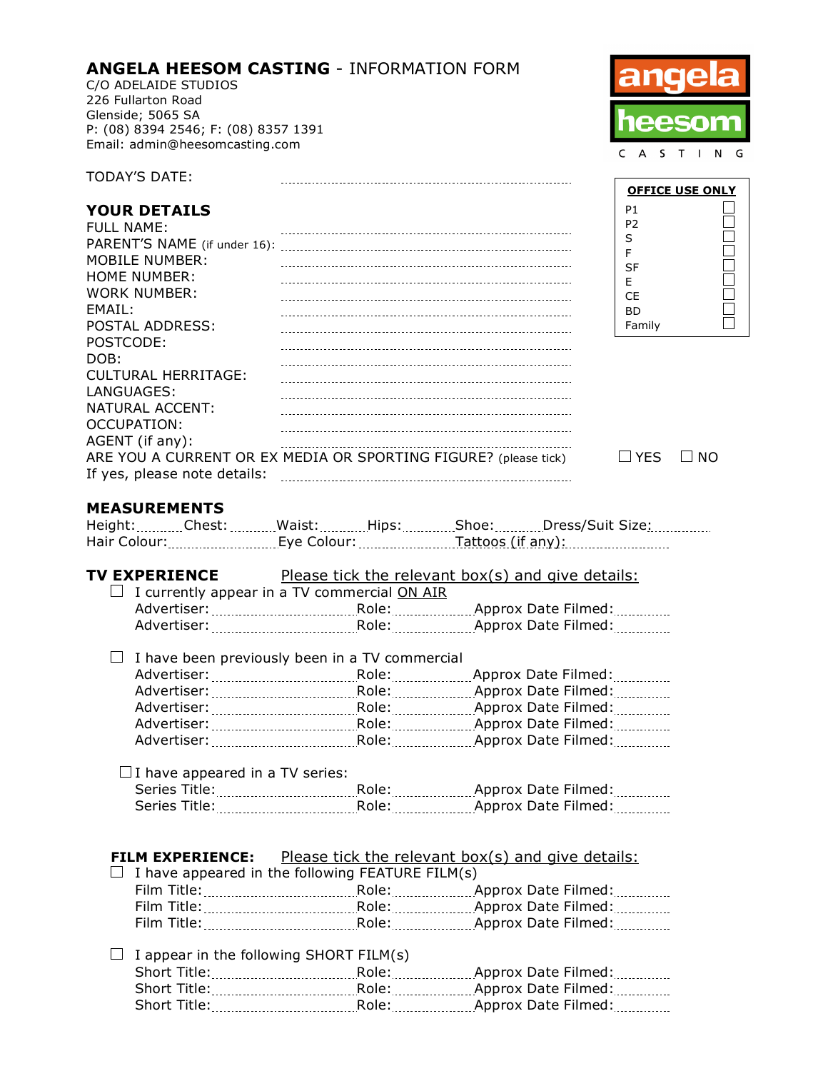# ANGELA HEESOM CASTING - INFORMATION FORM

C/O ADELAIDE STUDIOS
226 Fullarton Road
Glenside; 5065 SA
P: (08) 8394 2546; F: (08) 8357 1391
Email: admin@heesomcasting.com

angela heesom CASTING

TODAY'S DATE: ..............................

**OFFICE USE ONLY**

- P1 ☐
- P2 ☐
- S ☐
- F ☐
- SF ☐
- E ☐
- CE ☐
- BD ☐
- Family ☐

## YOUR DETAILS

FULL NAME: ..............................
PARENT'S NAME (if under 16): ..............................
MOBILE NUMBER: ..............................
HOME NUMBER: ..............................
WORK NUMBER: ..............................
EMAIL: ..............................
POSTAL ADDRESS: ..............................
POSTCODE: ..............................
DOB: ..............................
CULTURAL HERRITAGE: ..............................
LANGUAGES: ..............................
NATURAL ACCENT: ..............................
OCCUPATION: ..............................
AGENT (if any): ..............................
ARE YOU A CURRENT OR EX MEDIA OR SPORTING FIGURE? (please tick) ☐ YES ☐ NO
If yes, please note details: ..............................

## MEASUREMENTS

Height:.......... Chest:.......... Waist:.......... Hips:.......... Shoe:.......... Dress/Suit Size:..........
Hair Colour:.......... Eye Colour:.......... Tattoos (if any):..........

## TV EXPERIENCE

Please tick the relevant box(s) and give details:

☐ I currently appear in a TV commercial ON AIR

Advertiser:.......... Role:.......... Approx Date Filmed:..........
Advertiser:.......... Role:.......... Approx Date Filmed:..........

☐ I have been previously been in a TV commercial

Advertiser:.......... Role:.......... Approx Date Filmed:..........
Advertiser:.......... Role:.......... Approx Date Filmed:..........
Advertiser:.......... Role:.......... Approx Date Filmed:..........
Advertiser:.......... Role:.......... Approx Date Filmed:..........
Advertiser:.......... Role:.......... Approx Date Filmed:..........

☐ I have appeared in a TV series:

Series Title:.......... Role:.......... Approx Date Filmed:..........
Series Title:.......... Role:.......... Approx Date Filmed:..........

## FILM EXPERIENCE:

Please tick the relevant box(s) and give details:

☐ I have appeared in the following FEATURE FILM(s)

Film Title:.......... Role:.......... Approx Date Filmed:..........
Film Title:.......... Role:.......... Approx Date Filmed:..........
Film Title:.......... Role:.......... Approx Date Filmed:..........

☐ I appear in the following SHORT FILM(s)

Short Title:.......... Role:.......... Approx Date Filmed:..........
Short Title:.......... Role:.......... Approx Date Filmed:..........
Short Title:.......... Role:.......... Approx Date Filmed:..........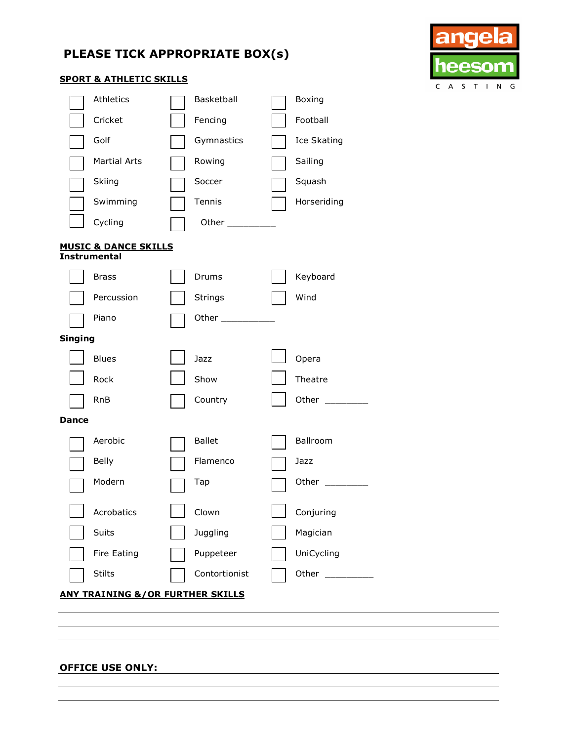angela heesom CASTING

# PLEASE TICK APPROPRIATE BOX(s)

## SPORT & ATHLETIC SKILLS

- [ ] Athletics
- [ ] Basketball
- [ ] Boxing
- [ ] Cricket
- [ ] Fencing
- [ ] Football
- [ ] Golf
- [ ] Gymnastics
- [ ] Ice Skating
- [ ] Martial Arts
- [ ] Rowing
- [ ] Sailing
- [ ] Skiing
- [ ] Soccer
- [ ] Squash
- [ ] Swimming
- [ ] Tennis
- [ ] Horseriding
- [ ] Cycling
- [ ] Other __________

## MUSIC & DANCE SKILLS

**Instrumental**

- [ ] Brass
- [ ] Drums
- [ ] Keyboard
- [ ] Percussion
- [ ] Strings
- [ ] Wind
- [ ] Piano
- [ ] Other ___________

**Singing**

- [ ] Blues
- [ ] Jazz
- [ ] Opera
- [ ] Rock
- [ ] Show
- [ ] Theatre
- [ ] RnB
- [ ] Country
- [ ] Other _________

**Dance**

- [ ] Aerobic
- [ ] Ballet
- [ ] Ballroom
- [ ] Belly
- [ ] Flamenco
- [ ] Jazz
- [ ] Modern
- [ ] Tap
- [ ] Other _________

- [ ] Acrobatics
- [ ] Clown
- [ ] Conjuring
- [ ] Suits
- [ ] Juggling
- [ ] Magician
- [ ] Fire Eating
- [ ] Puppeteer
- [ ] UniCycling
- [ ] Stilts
- [ ] Contortionist
- [ ] Other __________

## ANY TRAINING &/OR FURTHER SKILLS

______________________________________________

______________________________________________

______________________________________________

**OFFICE USE ONLY:** ______________________________________________

______________________________________________

______________________________________________